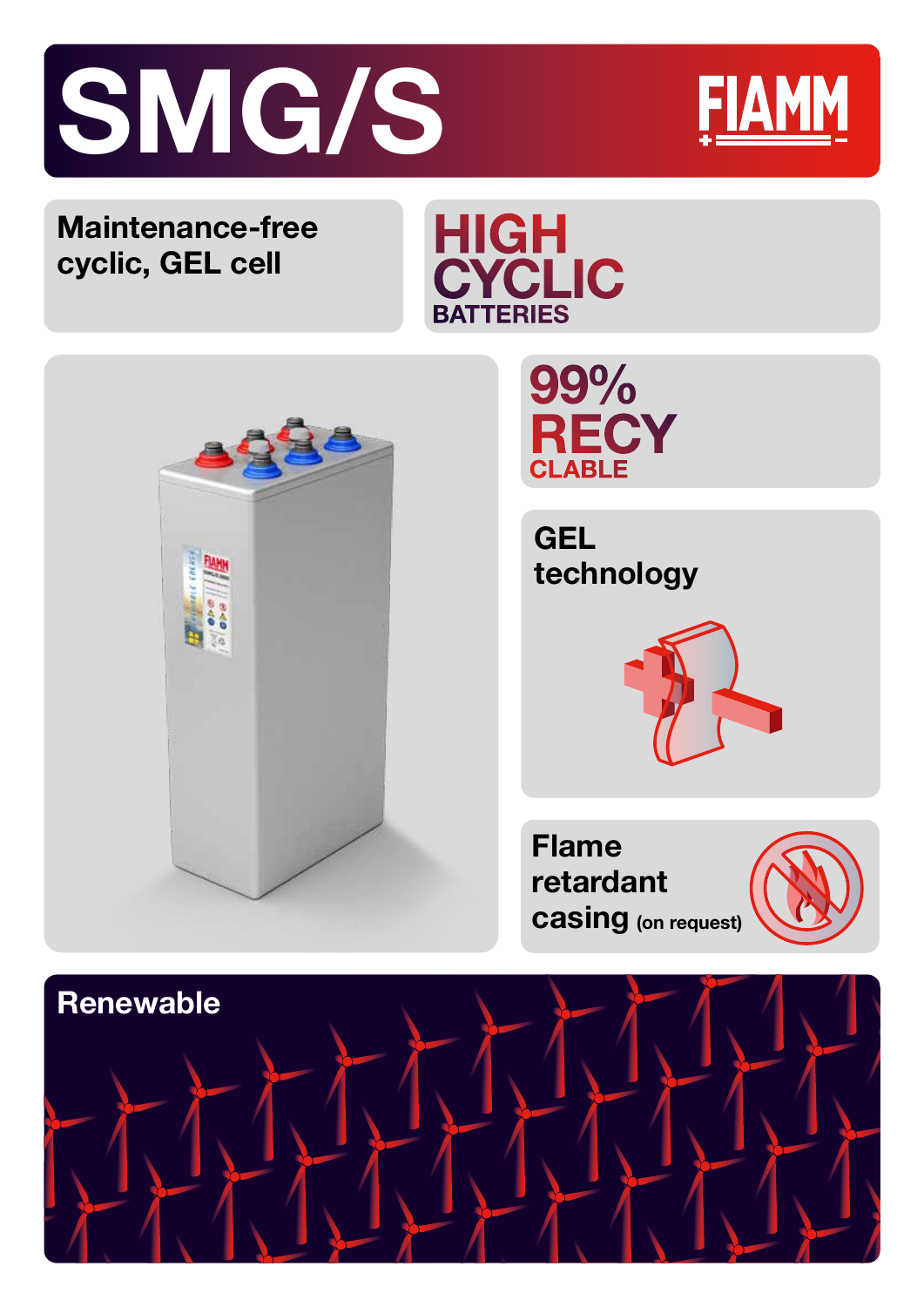# SMG/S

FIAMM

**Maintenance-free cyclic, GEL cell**

**HIGH CYCLIC BATTERIES**

**99% RECYCLABLE**

**GEL technology**

**Flame retardant casing** (on request)

**Renewable**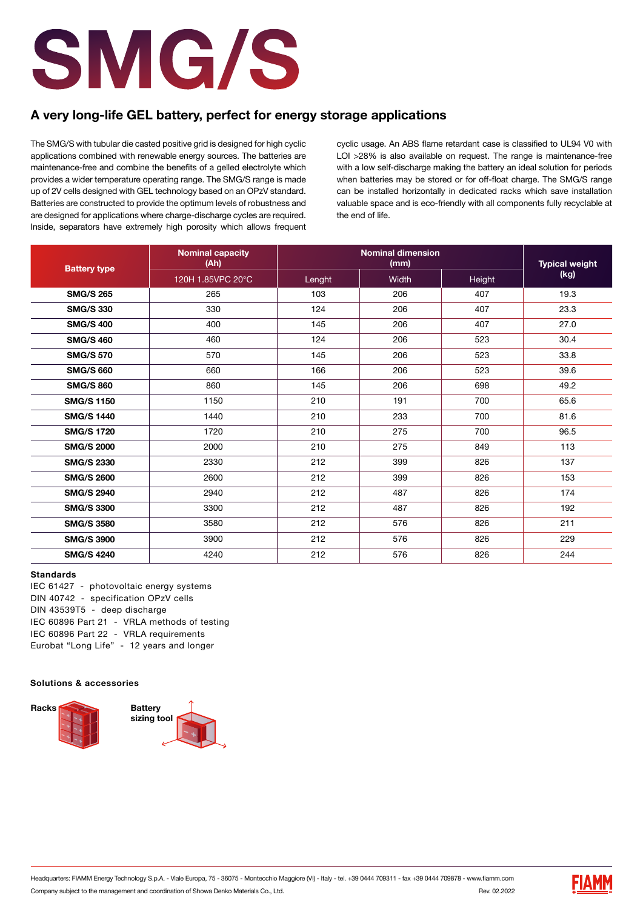# SMG/S

## A very long-life GEL battery, perfect for energy storage applications

The SMG/S with tubular die casted positive grid is designed for high cyclic applications combined with renewable energy sources. The batteries are maintenance-free and combine the benefits of a gelled electrolyte which provides a wider temperature operating range. The SMG/S range is made up of 2V cells designed with GEL technology based on an OPzV standard. Batteries are constructed to provide the optimum levels of robustness and are designed for applications where charge-discharge cycles are required. Inside, separators have extremely high porosity which allows frequent cyclic usage. An ABS flame retardant case is classified to UL94 V0 with LOI >28% is also available on request. The range is maintenance-free with a low self-discharge making the battery an ideal solution for periods when batteries may be stored or for off-float charge. The SMG/S range can be installed horizontally in dedicated racks which save installation valuable space and is eco-friendly with all components fully recyclable at the end of life.

| Battery type | Nominal capacity (Ah) | Nominal dimension (mm) | | | Typical weight (kg) |
|---|---|---|---|---|---|
| | 120H 1.85VPC 20°C | Lenght | Width | Height | |
| **SMG/S 265** | 265 | 103 | 206 | 407 | 19.3 |
| **SMG/S 330** | 330 | 124 | 206 | 407 | 23.3 |
| **SMG/S 400** | 400 | 145 | 206 | 407 | 27.0 |
| **SMG/S 460** | 460 | 124 | 206 | 523 | 30.4 |
| **SMG/S 570** | 570 | 145 | 206 | 523 | 33.8 |
| **SMG/S 660** | 660 | 166 | 206 | 523 | 39.6 |
| **SMG/S 860** | 860 | 145 | 206 | 698 | 49.2 |
| **SMG/S 1150** | 1150 | 210 | 191 | 700 | 65.6 |
| **SMG/S 1440** | 1440 | 210 | 233 | 700 | 81.6 |
| **SMG/S 1720** | 1720 | 210 | 275 | 700 | 96.5 |
| **SMG/S 2000** | 2000 | 210 | 275 | 849 | 113 |
| **SMG/S 2330** | 2330 | 212 | 399 | 826 | 137 |
| **SMG/S 2600** | 2600 | 212 | 399 | 826 | 153 |
| **SMG/S 2940** | 2940 | 212 | 487 | 826 | 174 |
| **SMG/S 3300** | 3300 | 212 | 487 | 826 | 192 |
| **SMG/S 3580** | 3580 | 212 | 576 | 826 | 211 |
| **SMG/S 3900** | 3900 | 212 | 576 | 826 | 229 |
| **SMG/S 4240** | 4240 | 212 | 576 | 826 | 244 |

**Standards**

IEC 61427 - photovoltaic energy systems
DIN 40742 - specification OPzV cells
DIN 43539T5 - deep discharge
IEC 60896 Part 21 - VRLA methods of testing
IEC 60896 Part 22 - VRLA requirements
Eurobat "Long Life" - 12 years and longer

**Solutions & accessories**

**Racks**

**Battery sizing tool**

Headquarters: FIAMM Energy Technology S.p.A. - Viale Europa, 75 - 36075 - Montecchio Maggiore (VI) - Italy - tel. +39 0444 709311 - fax +39 0444 709878 - www.fiamm.com
Company subject to the management and coordination of Showa Denko Materials Co., Ltd.
Rev. 02.2022